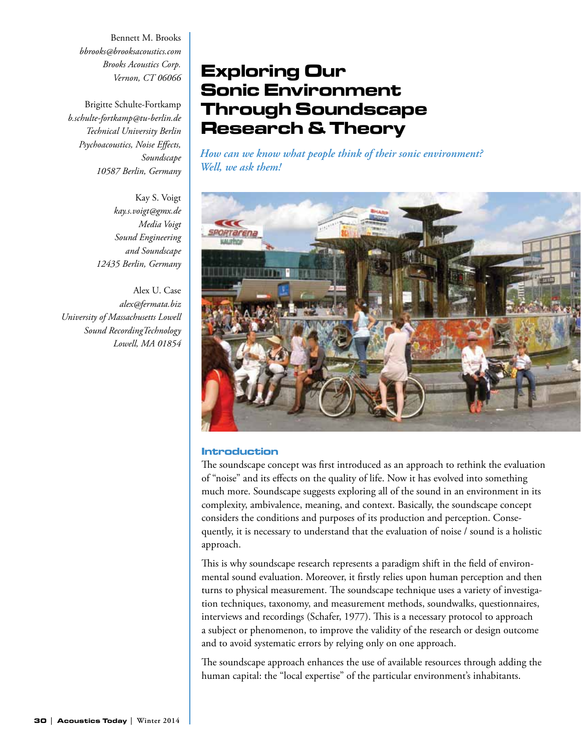Bennett M. Brooks
*bbrooks@brooksacoustics.com*
*Brooks Acoustics Corp.*
*Vernon, CT 06066*

Brigitte Schulte-Fortkamp
*b.schulte-fortkamp@tu-berlin.de*
*Technical University Berlin*
*Psychoacoustics, Noise Effects, Soundscape*
*10587 Berlin, Germany*

Kay S. Voigt
*kay.s.voigt@gmx.de*
*Media Voigt*
*Sound Engineering and Soundscape*
*12435 Berlin, Germany*

Alex U. Case
*alex@fermata.biz*
*University of Massachusetts Lowell*
*Sound Recording Technology*
*Lowell, MA 01854*

# Exploring Our Sonic Environment Through Soundscape Research & Theory

*How can we know what people think of their sonic environment? Well, we ask them!*

## Introduction

The soundscape concept was first introduced as an approach to rethink the evaluation of "noise" and its effects on the quality of life. Now it has evolved into something much more. Soundscape suggests exploring all of the sound in an environment in its complexity, ambivalence, meaning, and context. Basically, the soundscape concept considers the conditions and purposes of its production and perception. Consequently, it is necessary to understand that the evaluation of noise / sound is a holistic approach.

This is why soundscape research represents a paradigm shift in the field of environmental sound evaluation. Moreover, it firstly relies upon human perception and then turns to physical measurement. The soundscape technique uses a variety of investigation techniques, taxonomy, and measurement methods, soundwalks, questionnaires, interviews and recordings (Schafer, 1977). This is a necessary protocol to approach a subject or phenomenon, to improve the validity of the research or design outcome and to avoid systematic errors by relying only on one approach.

The soundscape approach enhances the use of available resources through adding the human capital: the "local expertise" of the particular environment's inhabitants.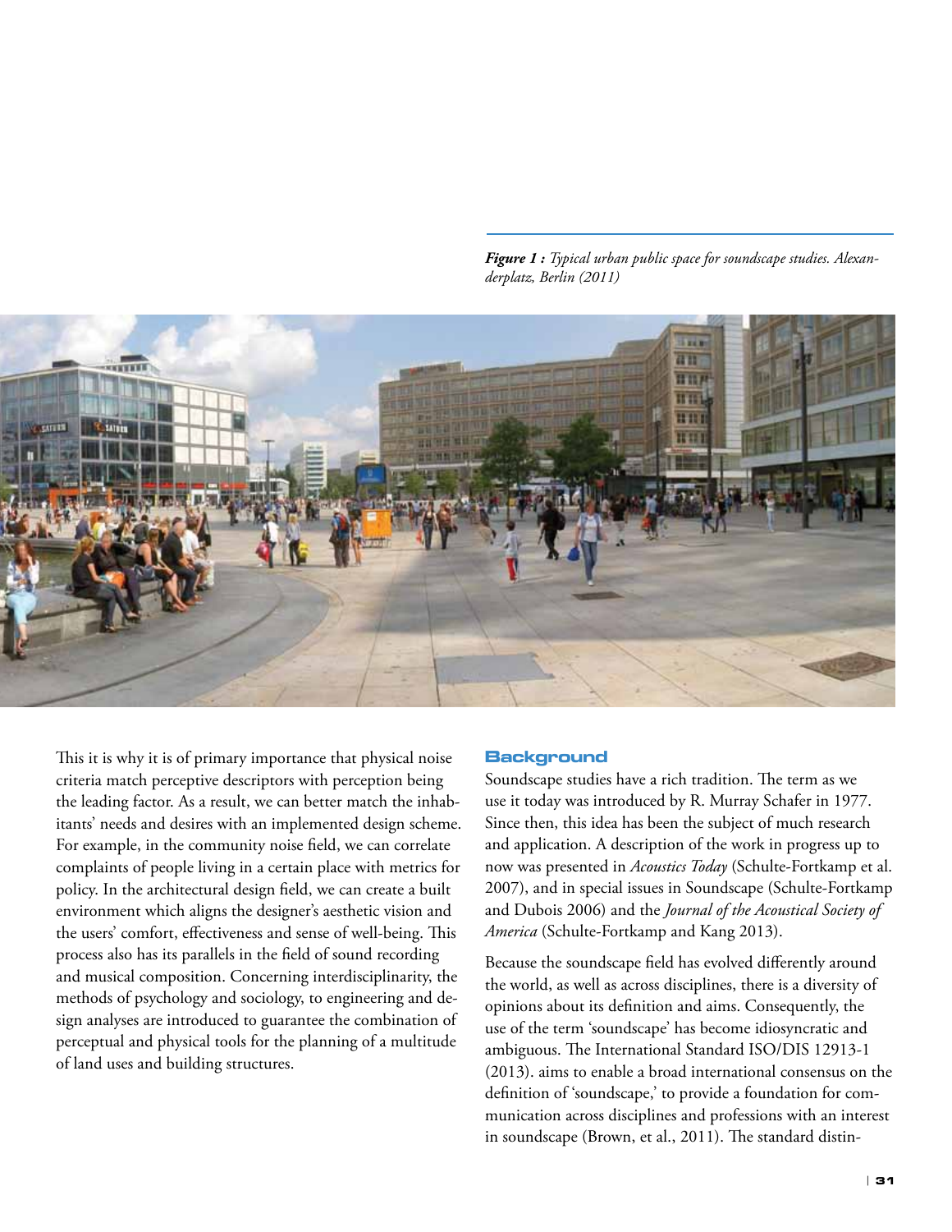*Figure 1 : Typical urban public space for soundscape studies. Alexanderplatz, Berlin (2011)*

This it is why it is of primary importance that physical noise criteria match perceptive descriptors with perception being the leading factor. As a result, we can better match the inhabitants' needs and desires with an implemented design scheme. For example, in the community noise field, we can correlate complaints of people living in a certain place with metrics for policy. In the architectural design field, we can create a built environment which aligns the designer's aesthetic vision and the users' comfort, effectiveness and sense of well-being. This process also has its parallels in the field of sound recording and musical composition. Concerning interdisciplinarity, the methods of psychology and sociology, to engineering and design analyses are introduced to guarantee the combination of perceptual and physical tools for the planning of a multitude of land uses and building structures.

## Background

Soundscape studies have a rich tradition. The term as we use it today was introduced by R. Murray Schafer in 1977. Since then, this idea has been the subject of much research and application. A description of the work in progress up to now was presented in *Acoustics Today* (Schulte-Fortkamp et al. 2007), and in special issues in Soundscape (Schulte-Fortkamp and Dubois 2006) and the *Journal of the Acoustical Society of America* (Schulte-Fortkamp and Kang 2013).

Because the soundscape field has evolved differently around the world, as well as across disciplines, there is a diversity of opinions about its definition and aims. Consequently, the use of the term 'soundscape' has become idiosyncratic and ambiguous. The International Standard ISO/DIS 12913-1 (2013). aims to enable a broad international consensus on the definition of 'soundscape,' to provide a foundation for communication across disciplines and professions with an interest in soundscape (Brown, et al., 2011). The standard distin-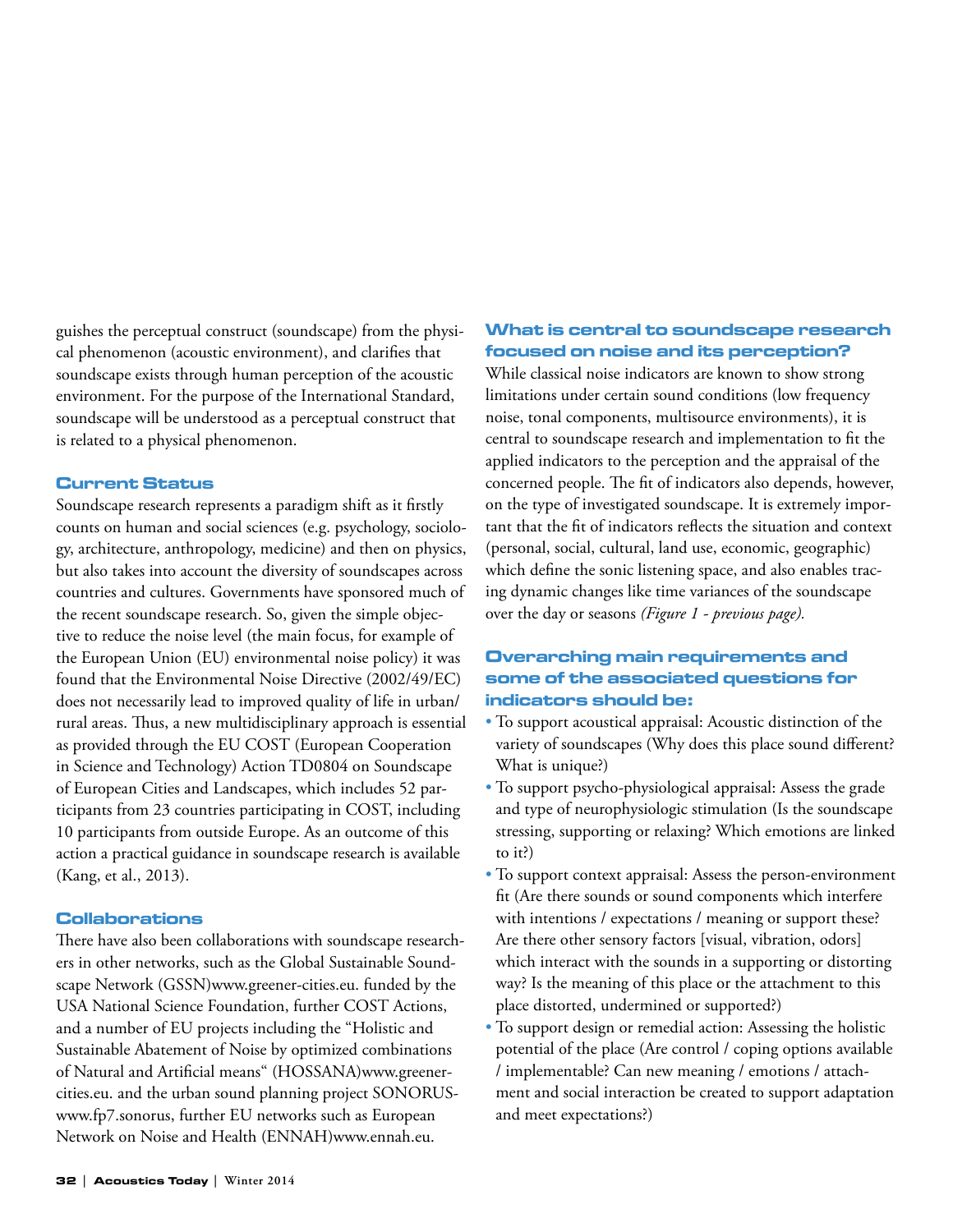guishes the perceptual construct (soundscape) from the physical phenomenon (acoustic environment), and clarifies that soundscape exists through human perception of the acoustic environment. For the purpose of the International Standard, soundscape will be understood as a perceptual construct that is related to a physical phenomenon.

## Current Status

Soundscape research represents a paradigm shift as it firstly counts on human and social sciences (e.g. psychology, sociology, architecture, anthropology, medicine) and then on physics, but also takes into account the diversity of soundscapes across countries and cultures. Governments have sponsored much of the recent soundscape research. So, given the simple objective to reduce the noise level (the main focus, for example of the European Union (EU) environmental noise policy) it was found that the Environmental Noise Directive (2002/49/EC) does not necessarily lead to improved quality of life in urban/rural areas. Thus, a new multidisciplinary approach is essential as provided through the EU COST (European Cooperation in Science and Technology) Action TD0804 on Soundscape of European Cities and Landscapes, which includes 52 participants from 23 countries participating in COST, including 10 participants from outside Europe. As an outcome of this action a practical guidance in soundscape research is available (Kang, et al., 2013).

## Collaborations

There have also been collaborations with soundscape researchers in other networks, such as the Global Sustainable Soundscape Network (GSSN)www.greener-cities.eu. funded by the USA National Science Foundation, further COST Actions, and a number of EU projects including the "Holistic and Sustainable Abatement of Noise by optimized combinations of Natural and Artificial means" (HOSSANA)www.greener-cities.eu. and the urban sound planning project SONORUS-www.fp7.sonorus, further EU networks such as European Network on Noise and Health (ENNAH)www.ennah.eu.

## What is central to soundscape research focused on noise and its perception?

While classical noise indicators are known to show strong limitations under certain sound conditions (low frequency noise, tonal components, multisource environments), it is central to soundscape research and implementation to fit the applied indicators to the perception and the appraisal of the concerned people. The fit of indicators also depends, however, on the type of investigated soundscape. It is extremely important that the fit of indicators reflects the situation and context (personal, social, cultural, land use, economic, geographic) which define the sonic listening space, and also enables tracing dynamic changes like time variances of the soundscape over the day or seasons *(Figure 1 - previous page).*

## Overarching main requirements and some of the associated questions for indicators should be:

- To support acoustical appraisal: Acoustic distinction of the variety of soundscapes (Why does this place sound different? What is unique?)
- To support psycho-physiological appraisal: Assess the grade and type of neurophysiologic stimulation (Is the soundscape stressing, supporting or relaxing? Which emotions are linked to it?)
- To support context appraisal: Assess the person-environment fit (Are there sounds or sound components which interfere with intentions / expectations / meaning or support these? Are there other sensory factors [visual, vibration, odors] which interact with the sounds in a supporting or distorting way? Is the meaning of this place or the attachment to this place distorted, undermined or supported?)
- To support design or remedial action: Assessing the holistic potential of the place (Are control / coping options available / implementable? Can new meaning / emotions / attachment and social interaction be created to support adaptation and meet expectations?)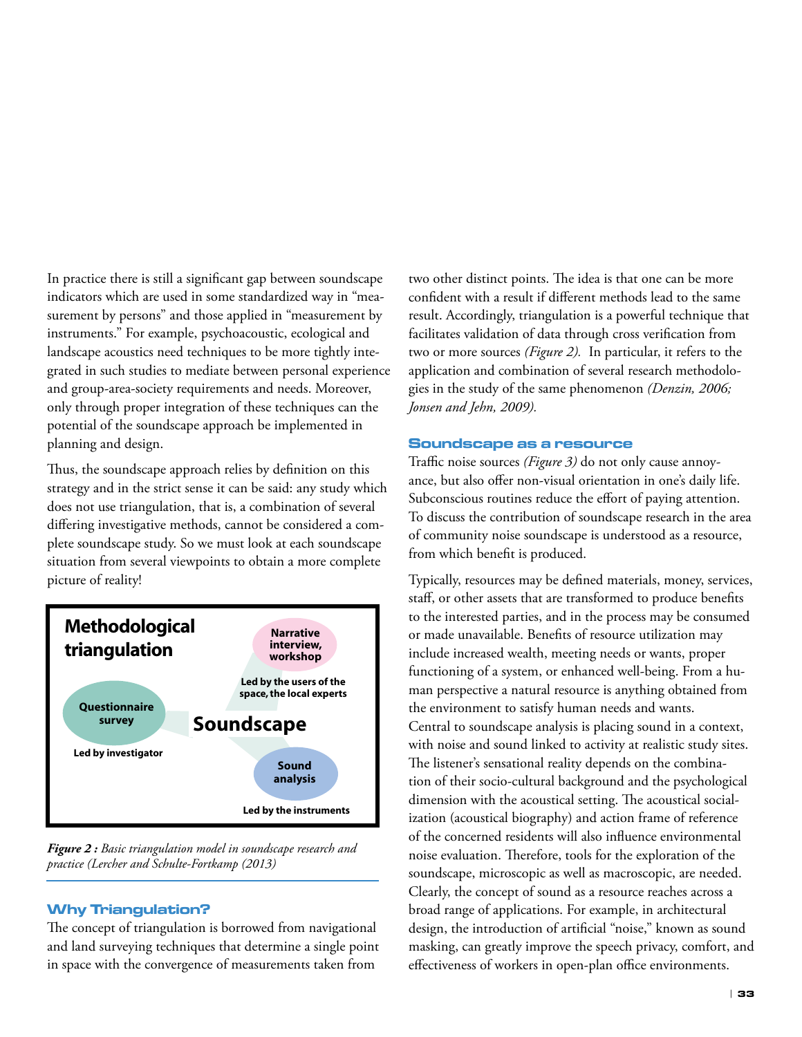In practice there is still a significant gap between soundscape indicators which are used in some standardized way in "measurement by persons" and those applied in "measurement by instruments." For example, psychoacoustic, ecological and landscape acoustics need techniques to be more tightly integrated in such studies to mediate between personal experience and group-area-society requirements and needs. Moreover, only through proper integration of these techniques can the potential of the soundscape approach be implemented in planning and design.

Thus, the soundscape approach relies by definition on this strategy and in the strict sense it can be said: any study which does not use triangulation, that is, a combination of several differing investigative methods, cannot be considered a complete soundscape study. So we must look at each soundscape situation from several viewpoints to obtain a more complete picture of reality!

**Methodological triangulation**

- Narrative interview, workshop — Led by the users of the space, the local experts
- Questionnaire survey — Led by investigator
- Soundscape
- Sound analysis — Led by the instruments

***Figure 2 :*** *Basic triangulation model in soundscape research and practice (Lercher and Schulte-Fortkamp (2013)*

## Why Triangulation?

The concept of triangulation is borrowed from navigational and land surveying techniques that determine a single point in space with the convergence of measurements taken from two other distinct points. The idea is that one can be more confident with a result if different methods lead to the same result. Accordingly, triangulation is a powerful technique that facilitates validation of data through cross verification from two or more sources *(Figure 2)*. In particular, it refers to the application and combination of several research methodologies in the study of the same phenomenon *(Denzin, 2006; Jonsen and Jehn, 2009)*.

## Soundscape as a resource

Traffic noise sources *(Figure 3)* do not only cause annoyance, but also offer non-visual orientation in one's daily life. Subconscious routines reduce the effort of paying attention. To discuss the contribution of soundscape research in the area of community noise soundscape is understood as a resource, from which benefit is produced.

Typically, resources may be defined materials, money, services, staff, or other assets that are transformed to produce benefits to the interested parties, and in the process may be consumed or made unavailable. Benefits of resource utilization may include increased wealth, meeting needs or wants, proper functioning of a system, or enhanced well-being. From a human perspective a natural resource is anything obtained from the environment to satisfy human needs and wants.
Central to soundscape analysis is placing sound in a context, with noise and sound linked to activity at realistic study sites. The listener's sensational reality depends on the combination of their socio-cultural background and the psychological dimension with the acoustical setting. The acoustical socialization (acoustical biography) and action frame of reference of the concerned residents will also influence environmental noise evaluation. Therefore, tools for the exploration of the soundscape, microscopic as well as macroscopic, are needed. Clearly, the concept of sound as a resource reaches across a broad range of applications. For example, in architectural design, the introduction of artificial "noise," known as sound masking, can greatly improve the speech privacy, comfort, and effectiveness of workers in open-plan office environments.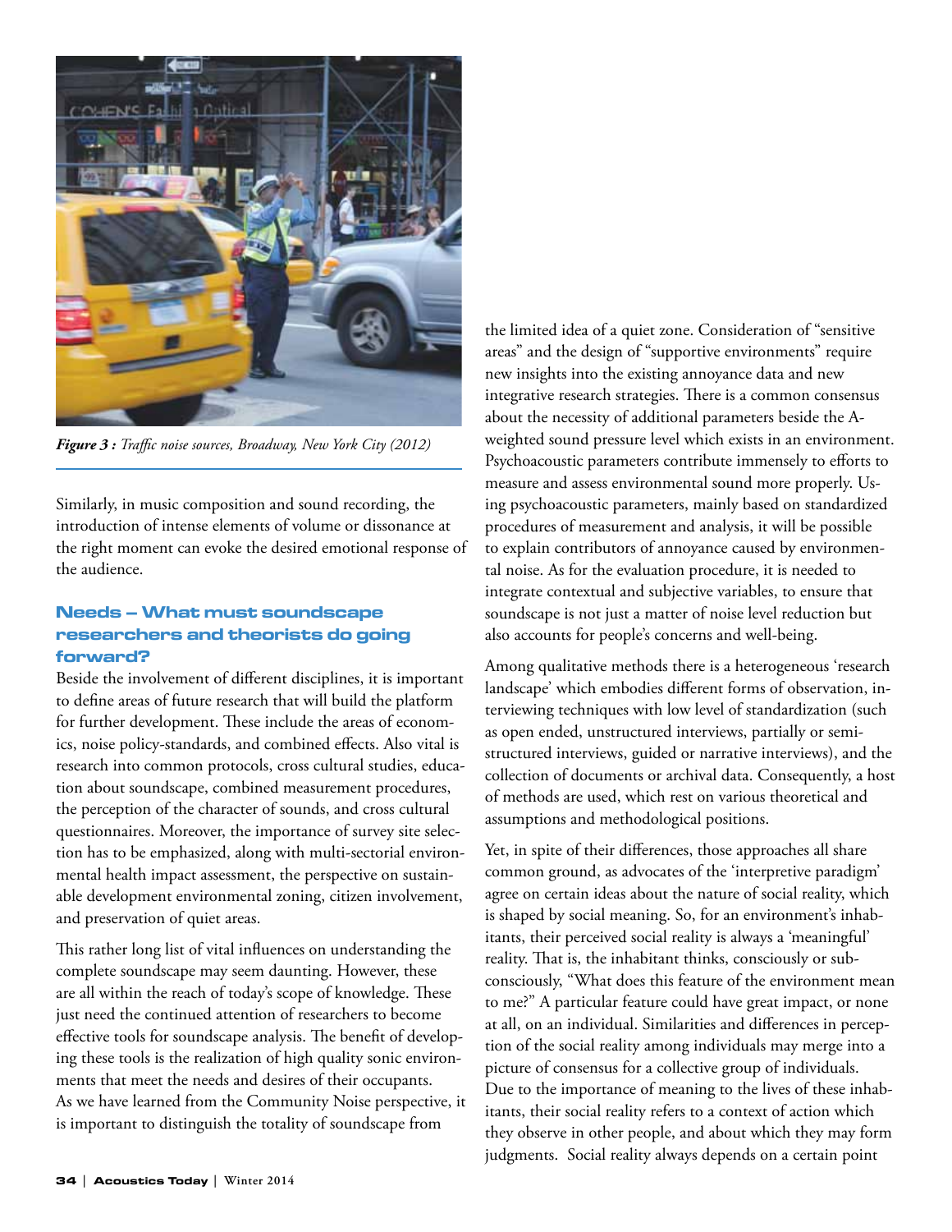*Figure 3 : Traffic noise sources, Broadway, New York City (2012)*

Similarly, in music composition and sound recording, the introduction of intense elements of volume or dissonance at the right moment can evoke the desired emotional response of the audience.

## Needs – What must soundscape researchers and theorists do going forward?

Beside the involvement of different disciplines, it is important to define areas of future research that will build the platform for further development. These include the areas of economics, noise policy-standards, and combined effects. Also vital is research into common protocols, cross cultural studies, education about soundscape, combined measurement procedures, the perception of the character of sounds, and cross cultural questionnaires. Moreover, the importance of survey site selection has to be emphasized, along with multi-sectorial environmental health impact assessment, the perspective on sustainable development environmental zoning, citizen involvement, and preservation of quiet areas.

This rather long list of vital influences on understanding the complete soundscape may seem daunting. However, these are all within the reach of today's scope of knowledge. These just need the continued attention of researchers to become effective tools for soundscape analysis. The benefit of developing these tools is the realization of high quality sonic environments that meet the needs and desires of their occupants. As we have learned from the Community Noise perspective, it is important to distinguish the totality of soundscape from the limited idea of a quiet zone. Consideration of "sensitive areas" and the design of "supportive environments" require new insights into the existing annoyance data and new integrative research strategies. There is a common consensus about the necessity of additional parameters beside the A-weighted sound pressure level which exists in an environment. Psychoacoustic parameters contribute immensely to efforts to measure and assess environmental sound more properly. Using psychoacoustic parameters, mainly based on standardized procedures of measurement and analysis, it will be possible to explain contributors of annoyance caused by environmental noise. As for the evaluation procedure, it is needed to integrate contextual and subjective variables, to ensure that soundscape is not just a matter of noise level reduction but also accounts for people's concerns and well-being.

Among qualitative methods there is a heterogeneous 'research landscape' which embodies different forms of observation, interviewing techniques with low level of standardization (such as open ended, unstructured interviews, partially or semi-structured interviews, guided or narrative interviews), and the collection of documents or archival data. Consequently, a host of methods are used, which rest on various theoretical and assumptions and methodological positions.

Yet, in spite of their differences, those approaches all share common ground, as advocates of the 'interpretive paradigm' agree on certain ideas about the nature of social reality, which is shaped by social meaning. So, for an environment's inhabitants, their perceived social reality is always a 'meaningful' reality. That is, the inhabitant thinks, consciously or subconsciously, "What does this feature of the environment mean to me?" A particular feature could have great impact, or none at all, on an individual. Similarities and differences in perception of the social reality among individuals may merge into a picture of consensus for a collective group of individuals. Due to the importance of meaning to the lives of these inhabitants, their social reality refers to a context of action which they observe in other people, and about which they may form judgments. Social reality always depends on a certain point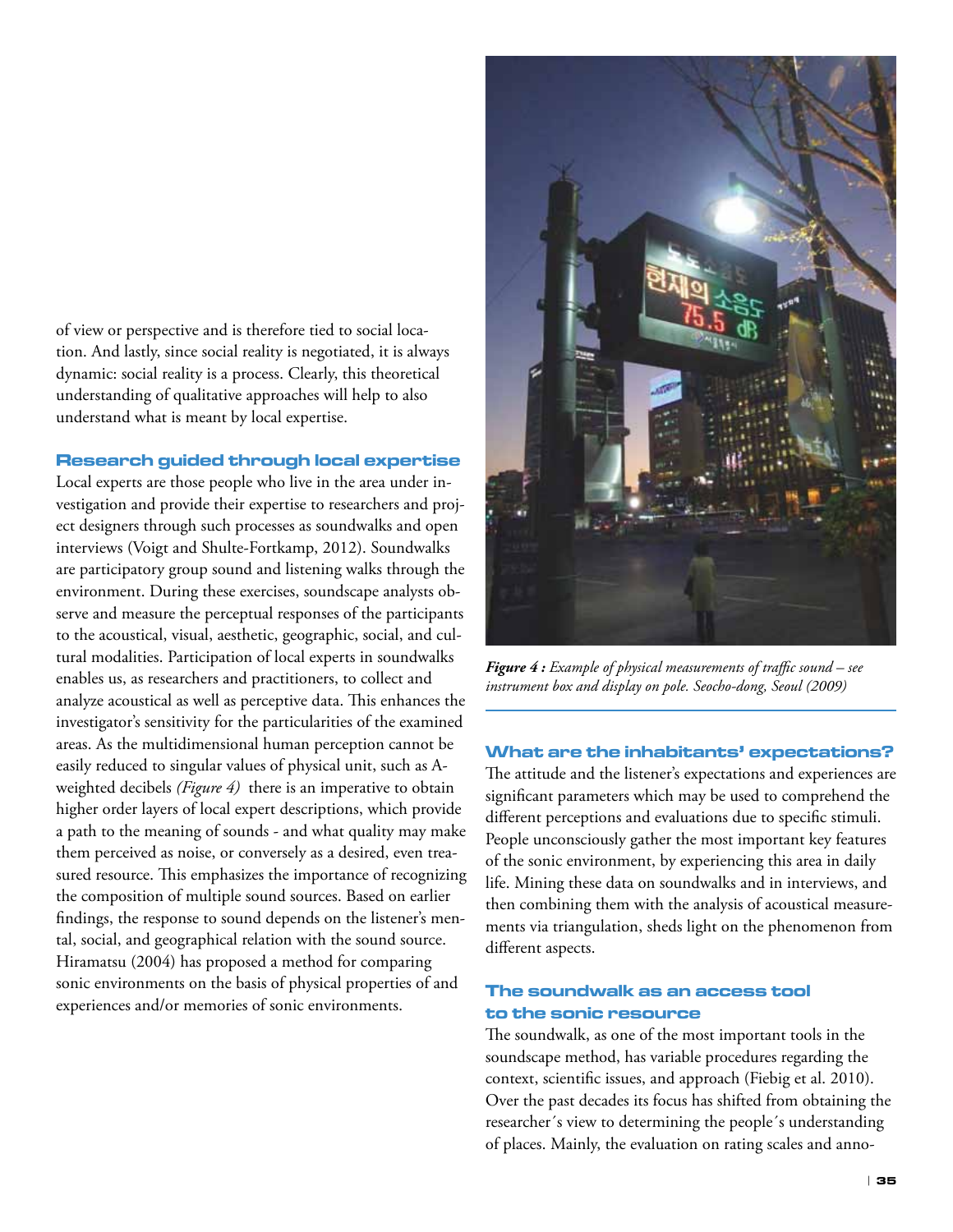of view or perspective and is therefore tied to social location. And lastly, since social reality is negotiated, it is always dynamic: social reality is a process. Clearly, this theoretical understanding of qualitative approaches will help to also understand what is meant by local expertise.

### Research guided through local expertise

Local experts are those people who live in the area under investigation and provide their expertise to researchers and project designers through such processes as soundwalks and open interviews (Voigt and Shulte-Fortkamp, 2012). Soundwalks are participatory group sound and listening walks through the environment. During these exercises, soundscape analysts observe and measure the perceptual responses of the participants to the acoustical, visual, aesthetic, geographic, social, and cultural modalities. Participation of local experts in soundwalks enables us, as researchers and practitioners, to collect and analyze acoustical as well as perceptive data. This enhances the investigator's sensitivity for the particularities of the examined areas. As the multidimensional human perception cannot be easily reduced to singular values of physical unit, such as A-weighted decibels *(Figure 4)* there is an imperative to obtain higher order layers of local expert descriptions, which provide a path to the meaning of sounds - and what quality may make them perceived as noise, or conversely as a desired, even treasured resource. This emphasizes the importance of recognizing the composition of multiple sound sources. Based on earlier findings, the response to sound depends on the listener's mental, social, and geographical relation with the sound source. Hiramatsu (2004) has proposed a method for comparing sonic environments on the basis of physical properties of and experiences and/or memories of sonic environments.

***Figure 4 :*** *Example of physical measurements of traffic sound – see instrument box and display on pole. Seocho-dong, Seoul (2009)*

### What are the inhabitants' expectations?

The attitude and the listener's expectations and experiences are significant parameters which may be used to comprehend the different perceptions and evaluations due to specific stimuli. People unconsciously gather the most important key features of the sonic environment, by experiencing this area in daily life. Mining these data on soundwalks and in interviews, and then combining them with the analysis of acoustical measurements via triangulation, sheds light on the phenomenon from different aspects.

### The soundwalk as an access tool to the sonic resource

The soundwalk, as one of the most important tools in the soundscape method, has variable procedures regarding the context, scientific issues, and approach (Fiebig et al. 2010). Over the past decades its focus has shifted from obtaining the researcher´s view to determining the people´s understanding of places. Mainly, the evaluation on rating scales and anno-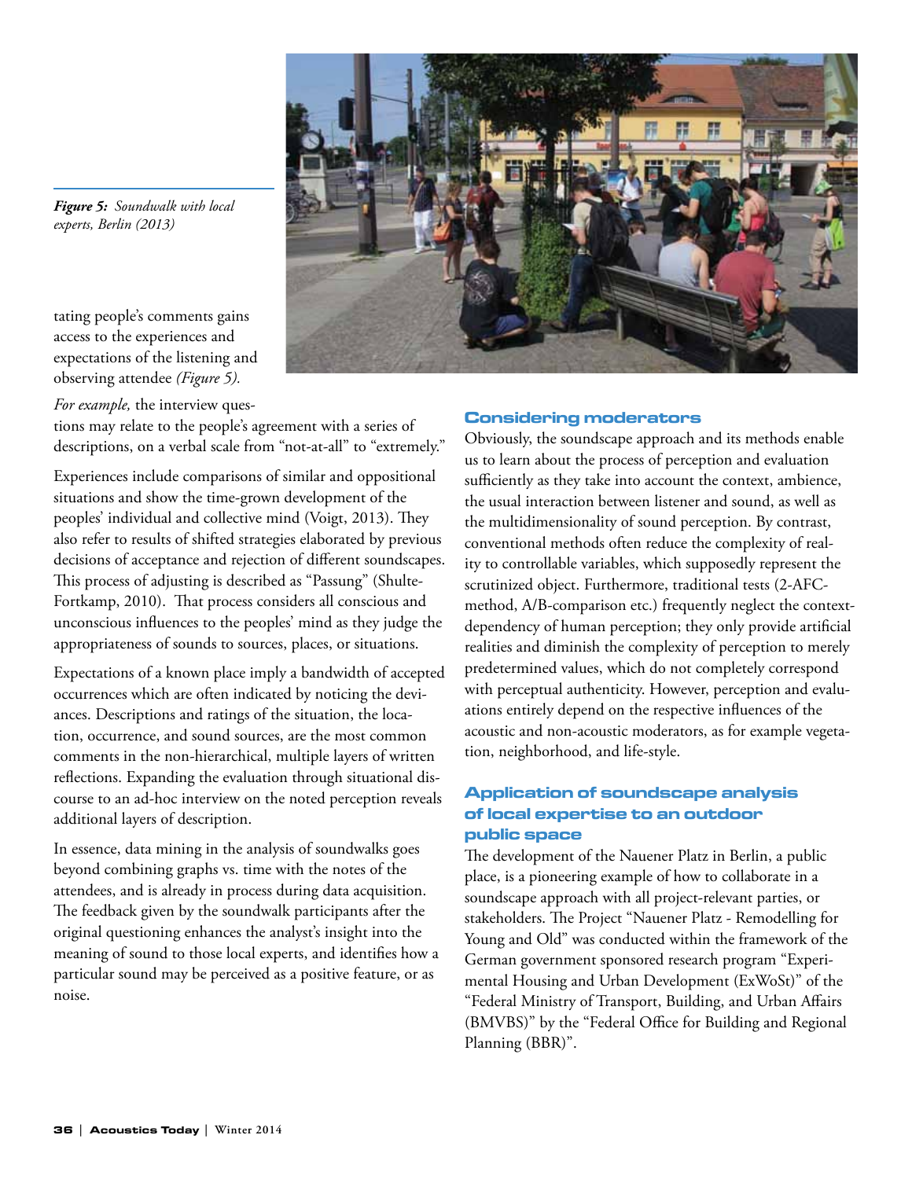*Figure 5: Soundwalk with local experts, Berlin (2013)*

tating people's comments gains access to the experiences and expectations of the listening and observing attendee *(Figure 5).*

*For example,* the interview questions may relate to the people's agreement with a series of descriptions, on a verbal scale from "not-at-all" to "extremely."

Experiences include comparisons of similar and oppositional situations and show the time-grown development of the peoples' individual and collective mind (Voigt, 2013). They also refer to results of shifted strategies elaborated by previous decisions of acceptance and rejection of different soundscapes. This process of adjusting is described as "Passung" (Shulte-Fortkamp, 2010). That process considers all conscious and unconscious influences to the peoples' mind as they judge the appropriateness of sounds to sources, places, or situations.

Expectations of a known place imply a bandwidth of accepted occurrences which are often indicated by noticing the deviances. Descriptions and ratings of the situation, the location, occurrence, and sound sources, are the most common comments in the non-hierarchical, multiple layers of written reflections. Expanding the evaluation through situational discourse to an ad-hoc interview on the noted perception reveals additional layers of description.

In essence, data mining in the analysis of soundwalks goes beyond combining graphs vs. time with the notes of the attendees, and is already in process during data acquisition. The feedback given by the soundwalk participants after the original questioning enhances the analyst's insight into the meaning of sound to those local experts, and identifies how a particular sound may be perceived as a positive feature, or as noise.

## Considering moderators

Obviously, the soundscape approach and its methods enable us to learn about the process of perception and evaluation sufficiently as they take into account the context, ambience, the usual interaction between listener and sound, as well as the multidimensionality of sound perception. By contrast, conventional methods often reduce the complexity of reality to controllable variables, which supposedly represent the scrutinized object. Furthermore, traditional tests (2-AFC-method, A/B-comparison etc.) frequently neglect the context-dependency of human perception; they only provide artificial realities and diminish the complexity of perception to merely predetermined values, which do not completely correspond with perceptual authenticity. However, perception and evaluations entirely depend on the respective influences of the acoustic and non-acoustic moderators, as for example vegetation, neighborhood, and life-style.

## Application of soundscape analysis of local expertise to an outdoor public space

The development of the Nauener Platz in Berlin, a public place, is a pioneering example of how to collaborate in a soundscape approach with all project-relevant parties, or stakeholders. The Project "Nauener Platz - Remodelling for Young and Old" was conducted within the framework of the German government sponsored research program "Experimental Housing and Urban Development (ExWoSt)" of the "Federal Ministry of Transport, Building, and Urban Affairs (BMVBS)" by the "Federal Office for Building and Regional Planning (BBR)".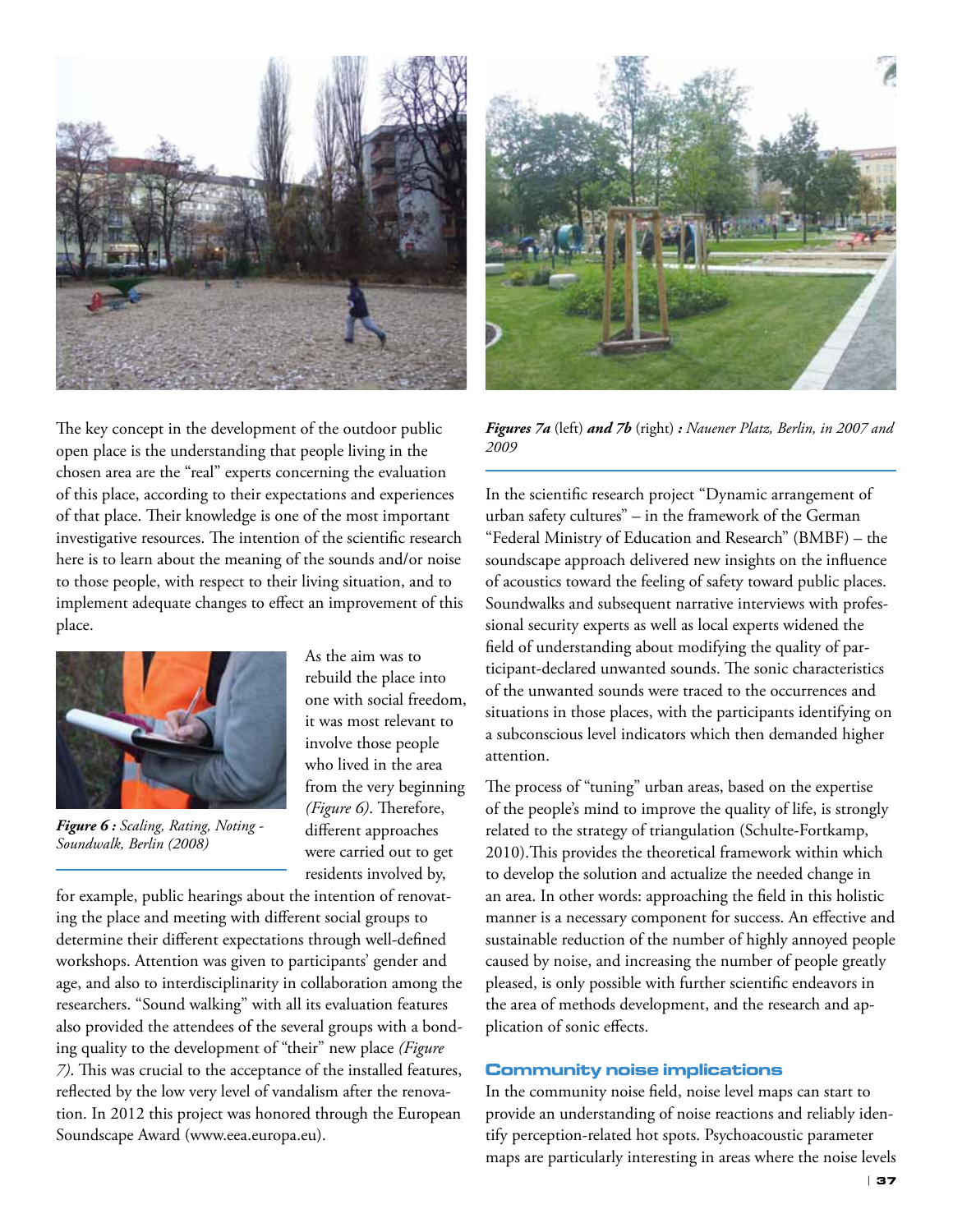*Figures 7a* (left) ***and 7b*** (right) ***:*** *Nauener Platz, Berlin, in 2007 and 2009*

The key concept in the development of the outdoor public open place is the understanding that people living in the chosen area are the "real" experts concerning the evaluation of this place, according to their expectations and experiences of that place. Their knowledge is one of the most important investigative resources. The intention of the scientific research here is to learn about the meaning of the sounds and/or noise to those people, with respect to their living situation, and to implement adequate changes to effect an improvement of this place.

***Figure 6 :*** *Scaling, Rating, Noting - Soundwalk, Berlin (2008)*

As the aim was to rebuild the place into one with social freedom, it was most relevant to involve those people who lived in the area from the very beginning *(Figure 6)*. Therefore, different approaches were carried out to get residents involved by, for example, public hearings about the intention of renovating the place and meeting with different social groups to determine their different expectations through well-defined workshops. Attention was given to participants' gender and age, and also to interdisciplinarity in collaboration among the researchers. "Sound walking" with all its evaluation features also provided the attendees of the several groups with a bonding quality to the development of "their" new place *(Figure 7)*. This was crucial to the acceptance of the installed features, reflected by the low very level of vandalism after the renovation. In 2012 this project was honored through the European Soundscape Award (www.eea.europa.eu).

In the scientific research project "Dynamic arrangement of urban safety cultures" – in the framework of the German "Federal Ministry of Education and Research" (BMBF) – the soundscape approach delivered new insights on the influence of acoustics toward the feeling of safety toward public places. Soundwalks and subsequent narrative interviews with professional security experts as well as local experts widened the field of understanding about modifying the quality of participant-declared unwanted sounds. The sonic characteristics of the unwanted sounds were traced to the occurrences and situations in those places, with the participants identifying on a subconscious level indicators which then demanded higher attention.

The process of "tuning" urban areas, based on the expertise of the people's mind to improve the quality of life, is strongly related to the strategy of triangulation (Schulte-Fortkamp, 2010).This provides the theoretical framework within which to develop the solution and actualize the needed change in an area. In other words: approaching the field in this holistic manner is a necessary component for success. An effective and sustainable reduction of the number of highly annoyed people caused by noise, and increasing the number of people greatly pleased, is only possible with further scientific endeavors in the area of methods development, and the research and application of sonic effects.

## Community noise implications

In the community noise field, noise level maps can start to provide an understanding of noise reactions and reliably identify perception-related hot spots. Psychoacoustic parameter maps are particularly interesting in areas where the noise levels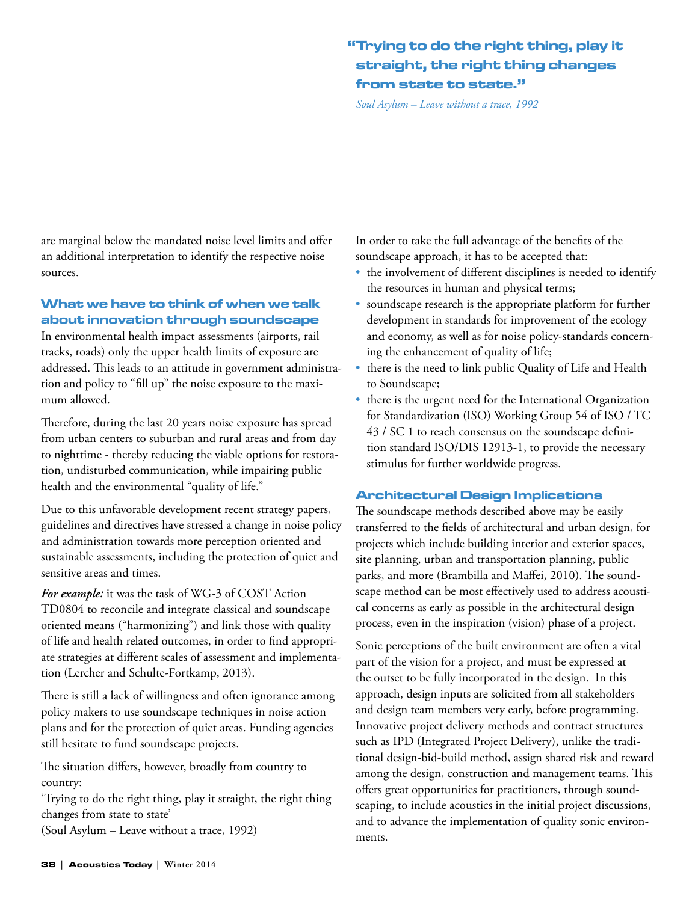> **"Trying to do the right thing, play it straight, the right thing changes from state to state."**
>
> *Soul Asylum – Leave without a trace, 1992*

are marginal below the mandated noise level limits and offer an additional interpretation to identify the respective noise sources.

## What we have to think of when we talk about innovation through soundscape

In environmental health impact assessments (airports, rail tracks, roads) only the upper health limits of exposure are addressed. This leads to an attitude in government administration and policy to "fill up" the noise exposure to the maximum allowed.

Therefore, during the last 20 years noise exposure has spread from urban centers to suburban and rural areas and from day to nighttime - thereby reducing the viable options for restoration, undisturbed communication, while impairing public health and the environmental "quality of life."

Due to this unfavorable development recent strategy papers, guidelines and directives have stressed a change in noise policy and administration towards more perception oriented and sustainable assessments, including the protection of quiet and sensitive areas and times.

***For example:*** it was the task of WG-3 of COST Action TD0804 to reconcile and integrate classical and soundscape oriented means ("harmonizing") and link those with quality of life and health related outcomes, in order to find appropriate strategies at different scales of assessment and implementation (Lercher and Schulte-Fortkamp, 2013).

There is still a lack of willingness and often ignorance among policy makers to use soundscape techniques in noise action plans and for the protection of quiet areas. Funding agencies still hesitate to fund soundscape projects.

The situation differs, however, broadly from country to country:
'Trying to do the right thing, play it straight, the right thing changes from state to state'
(Soul Asylum – Leave without a trace, 1992)

In order to take the full advantage of the benefits of the soundscape approach, it has to be accepted that:

- the involvement of different disciplines is needed to identify the resources in human and physical terms;
- soundscape research is the appropriate platform for further development in standards for improvement of the ecology and economy, as well as for noise policy-standards concerning the enhancement of quality of life;
- there is the need to link public Quality of Life and Health to Soundscape;
- there is the urgent need for the International Organization for Standardization (ISO) Working Group 54 of ISO / TC 43 / SC 1 to reach consensus on the soundscape definition standard ISO/DIS 12913-1, to provide the necessary stimulus for further worldwide progress.

## Architectural Design Implications

The soundscape methods described above may be easily transferred to the fields of architectural and urban design, for projects which include building interior and exterior spaces, site planning, urban and transportation planning, public parks, and more (Brambilla and Maffei, 2010). The soundscape method can be most effectively used to address acoustical concerns as early as possible in the architectural design process, even in the inspiration (vision) phase of a project.

Sonic perceptions of the built environment are often a vital part of the vision for a project, and must be expressed at the outset to be fully incorporated in the design. In this approach, design inputs are solicited from all stakeholders and design team members very early, before programming. Innovative project delivery methods and contract structures such as IPD (Integrated Project Delivery), unlike the traditional design-bid-build method, assign shared risk and reward among the design, construction and management teams. This offers great opportunities for practitioners, through soundscaping, to include acoustics in the initial project discussions, and to advance the implementation of quality sonic environments.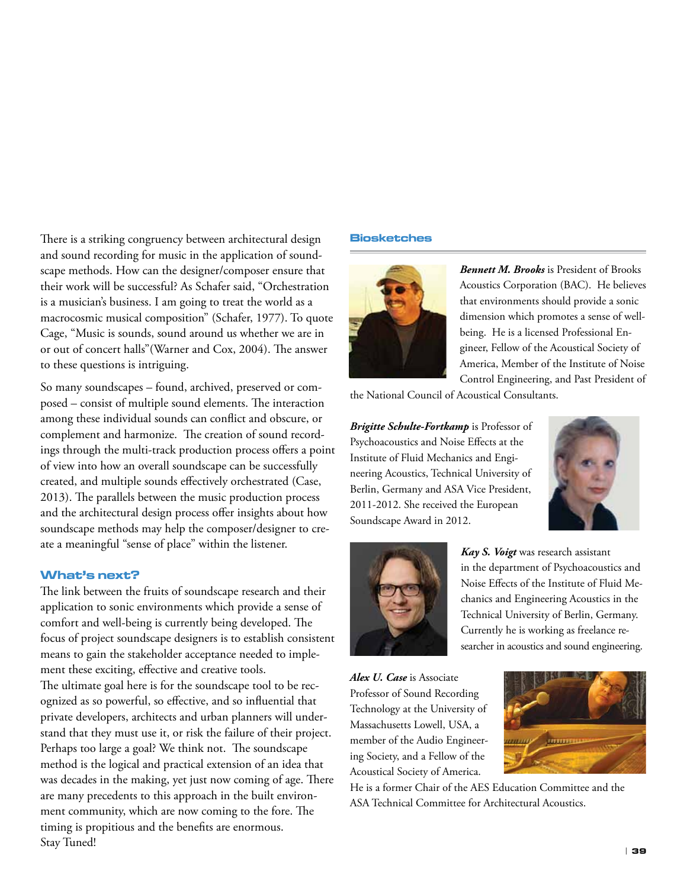There is a striking congruency between architectural design and sound recording for music in the application of soundscape methods. How can the designer/composer ensure that their work will be successful? As Schafer said, "Orchestration is a musician's business. I am going to treat the world as a macrocosmic musical composition" (Schafer, 1977). To quote Cage, "Music is sounds, sound around us whether we are in or out of concert halls"(Warner and Cox, 2004). The answer to these questions is intriguing.

So many soundscapes – found, archived, preserved or composed – consist of multiple sound elements. The interaction among these individual sounds can conflict and obscure, or complement and harmonize. The creation of sound recordings through the multi-track production process offers a point of view into how an overall soundscape can be successfully created, and multiple sounds effectively orchestrated (Case, 2013). The parallels between the music production process and the architectural design process offer insights about how soundscape methods may help the composer/designer to create a meaningful "sense of place" within the listener.

## What's next?

The link between the fruits of soundscape research and their application to sonic environments which provide a sense of comfort and well-being is currently being developed. The focus of project soundscape designers is to establish consistent means to gain the stakeholder acceptance needed to implement these exciting, effective and creative tools.

The ultimate goal here is for the soundscape tool to be recognized as so powerful, so effective, and so influential that private developers, architects and urban planners will understand that they must use it, or risk the failure of their project. Perhaps too large a goal? We think not. The soundscape method is the logical and practical extension of an idea that was decades in the making, yet just now coming of age. There are many precedents to this approach in the built environment community, which are now coming to the fore. The timing is propitious and the benefits are enormous.

Stay Tuned!

## Biosketches

***Bennett M. Brooks*** is President of Brooks Acoustics Corporation (BAC). He believes that environments should provide a sonic dimension which promotes a sense of well-being. He is a licensed Professional Engineer, Fellow of the Acoustical Society of America, Member of the Institute of Noise Control Engineering, and Past President of the National Council of Acoustical Consultants.

***Brigitte Schulte-Fortkamp*** is Professor of Psychoacoustics and Noise Effects at the Institute of Fluid Mechanics and Engineering Acoustics, Technical University of Berlin, Germany and ASA Vice President, 2011-2012. She received the European Soundscape Award in 2012.

***Kay S. Voigt*** was research assistant in the department of Psychoacoustics and Noise Effects of the Institute of Fluid Mechanics and Engineering Acoustics in the Technical University of Berlin, Germany. Currently he is working as freelance researcher in acoustics and sound engineering.

***Alex U. Case*** is Associate Professor of Sound Recording Technology at the University of Massachusetts Lowell, USA, a member of the Audio Engineering Society, and a Fellow of the Acoustical Society of America. He is a former Chair of the AES Education Committee and the ASA Technical Committee for Architectural Acoustics.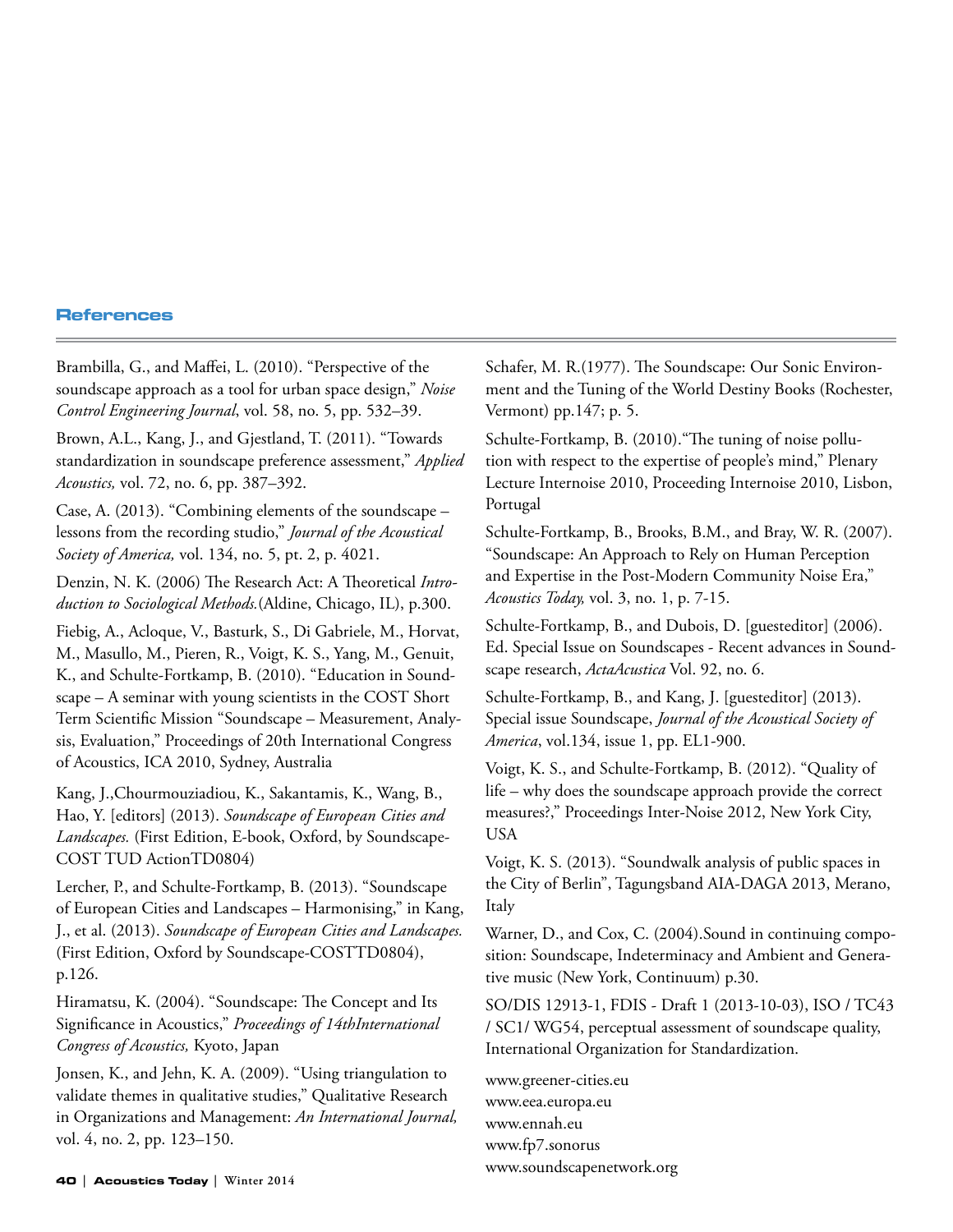## References

Brambilla, G., and Maffei, L. (2010). "Perspective of the soundscape approach as a tool for urban space design," *Noise Control Engineering Journal*, vol. 58, no. 5, pp. 532–39.

Brown, A.L., Kang, J., and Gjestland, T. (2011). "Towards standardization in soundscape preference assessment," *Applied Acoustics,* vol. 72, no. 6, pp. 387–392.

Case, A. (2013). "Combining elements of the soundscape – lessons from the recording studio," *Journal of the Acoustical Society of America,* vol. 134, no. 5, pt. 2, p. 4021.

Denzin, N. K. (2006) The Research Act: A Theoretical *Introduction to Sociological Methods.*(Aldine, Chicago, IL), p.300.

Fiebig, A., Acloque, V., Basturk, S., Di Gabriele, M., Horvat, M., Masullo, M., Pieren, R., Voigt, K. S., Yang, M., Genuit, K., and Schulte-Fortkamp, B. (2010). "Education in Soundscape – A seminar with young scientists in the COST Short Term Scientific Mission "Soundscape – Measurement, Analysis, Evaluation," Proceedings of 20th International Congress of Acoustics, ICA 2010, Sydney, Australia

Kang, J.,Chourmouziadiou, K., Sakantamis, K., Wang, B., Hao, Y. [editors] (2013). *Soundscape of European Cities and Landscapes.* (First Edition, E-book, Oxford, by Soundscape-COST TUD ActionTD0804)

Lercher, P., and Schulte-Fortkamp, B. (2013). "Soundscape of European Cities and Landscapes – Harmonising," in Kang, J., et al. (2013). *Soundscape of European Cities and Landscapes.* (First Edition, Oxford by Soundscape-COSTTD0804), p.126.

Hiramatsu, K. (2004). "Soundscape: The Concept and Its Significance in Acoustics," *Proceedings of 14thInternational Congress of Acoustics,* Kyoto, Japan

Jonsen, K., and Jehn, K. A. (2009). "Using triangulation to validate themes in qualitative studies," Qualitative Research in Organizations and Management: *An International Journal,* vol. 4, no. 2, pp. 123–150.

Schafer, M. R.(1977). The Soundscape: Our Sonic Environment and the Tuning of the World Destiny Books (Rochester, Vermont) pp.147; p. 5.

Schulte-Fortkamp, B. (2010)."The tuning of noise pollution with respect to the expertise of people's mind," Plenary Lecture Internoise 2010, Proceeding Internoise 2010, Lisbon, Portugal

Schulte-Fortkamp, B., Brooks, B.M., and Bray, W. R. (2007). "Soundscape: An Approach to Rely on Human Perception and Expertise in the Post-Modern Community Noise Era," *Acoustics Today,* vol. 3, no. 1, p. 7-15.

Schulte-Fortkamp, B., and Dubois, D. [guesteditor] (2006). Ed. Special Issue on Soundscapes - Recent advances in Soundscape research, *ActaAcustica* Vol. 92, no. 6.

Schulte-Fortkamp, B., and Kang, J. [guesteditor] (2013). Special issue Soundscape, *Journal of the Acoustical Society of America*, vol.134, issue 1, pp. EL1-900.

Voigt, K. S., and Schulte-Fortkamp, B. (2012). "Quality of life – why does the soundscape approach provide the correct measures?," Proceedings Inter-Noise 2012, New York City, USA

Voigt, K. S. (2013). "Soundwalk analysis of public spaces in the City of Berlin", Tagungsband AIA-DAGA 2013, Merano, Italy

Warner, D., and Cox, C. (2004).Sound in continuing composition: Soundscape, Indeterminacy and Ambient and Generative music (New York, Continuum) p.30.

SO/DIS 12913-1, FDIS - Draft 1 (2013-10-03), ISO / TC43 / SC1/ WG54, perceptual assessment of soundscape quality, International Organization for Standardization.

www.greener-cities.eu  
www.eea.europa.eu  
www.ennah.eu  
www.fp7.sonorus  
www.soundscapenetwork.org